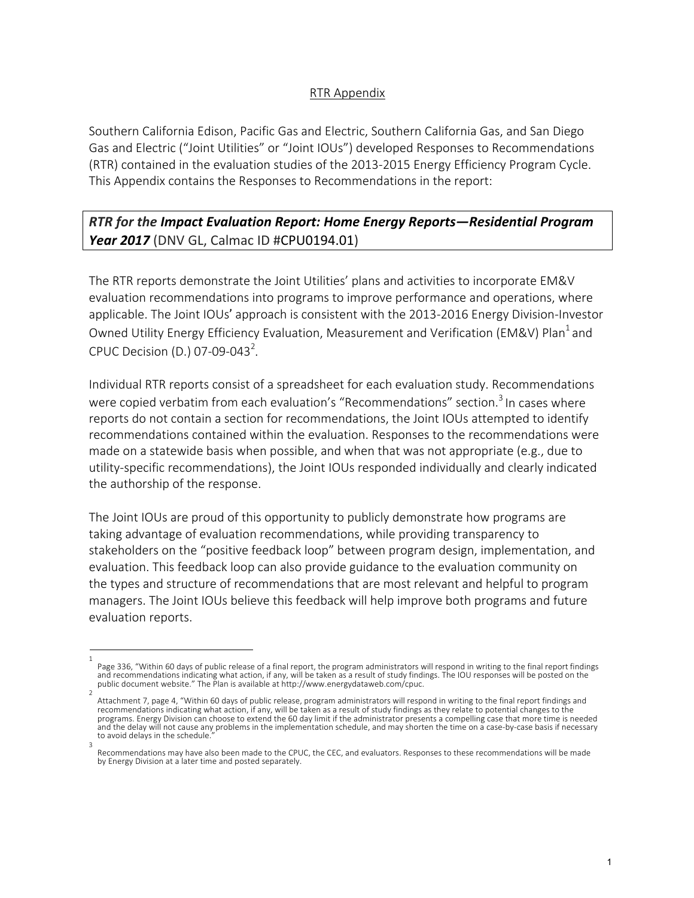RTR Appendix

Southern California Edison, Pacific Gas and Electric, Southern California Gas, and San Diego Gas and Electric ("Joint Utilities" or "Joint IOUs") developed Responses to Recommendations (RTR) contained in the evaluation studies of the 2013-2015 Energy Efficiency Program Cycle. This Appendix contains the Responses to Recommendations in the report:

***RTR for the Impact Evaluation Report: Home Energy Reports—Residential Program Year 2017*** (DNV GL, Calmac ID #CPU0194.01)

The RTR reports demonstrate the Joint Utilities' plans and activities to incorporate EM&V evaluation recommendations into programs to improve performance and operations, where applicable. The Joint IOUs' approach is consistent with the 2013-2016 Energy Division-Investor Owned Utility Energy Efficiency Evaluation, Measurement and Verification (EM&V) Plan[1] and CPUC Decision (D.) 07-09-043[2].

Individual RTR reports consist of a spreadsheet for each evaluation study. Recommendations were copied verbatim from each evaluation's "Recommendations" section.[3] In cases where reports do not contain a section for recommendations, the Joint IOUs attempted to identify recommendations contained within the evaluation. Responses to the recommendations were made on a statewide basis when possible, and when that was not appropriate (e.g., due to utility-specific recommendations), the Joint IOUs responded individually and clearly indicated the authorship of the response.

The Joint IOUs are proud of this opportunity to publicly demonstrate how programs are taking advantage of evaluation recommendations, while providing transparency to stakeholders on the "positive feedback loop" between program design, implementation, and evaluation. This feedback loop can also provide guidance to the evaluation community on the types and structure of recommendations that are most relevant and helpful to program managers. The Joint IOUs believe this feedback will help improve both programs and future evaluation reports.

---

[1] Page 336, "Within 60 days of public release of a final report, the program administrators will respond in writing to the final report findings and recommendations indicating what action, if any, will be taken as a result of study findings. The IOU responses will be posted on the public document website." The Plan is available at http://www.energydataweb.com/cpuc.

[2] Attachment 7, page 4, "Within 60 days of public release, program administrators will respond in writing to the final report findings and recommendations indicating what action, if any, will be taken as a result of study findings as they relate to potential changes to the programs. Energy Division can choose to extend the 60 day limit if the administrator presents a compelling case that more time is needed and the delay will not cause any problems in the implementation schedule, and may shorten the time on a case-by-case basis if necessary to avoid delays in the schedule."

[3] Recommendations may have also been made to the CPUC, the CEC, and evaluators. Responses to these recommendations will be made by Energy Division at a later time and posted separately.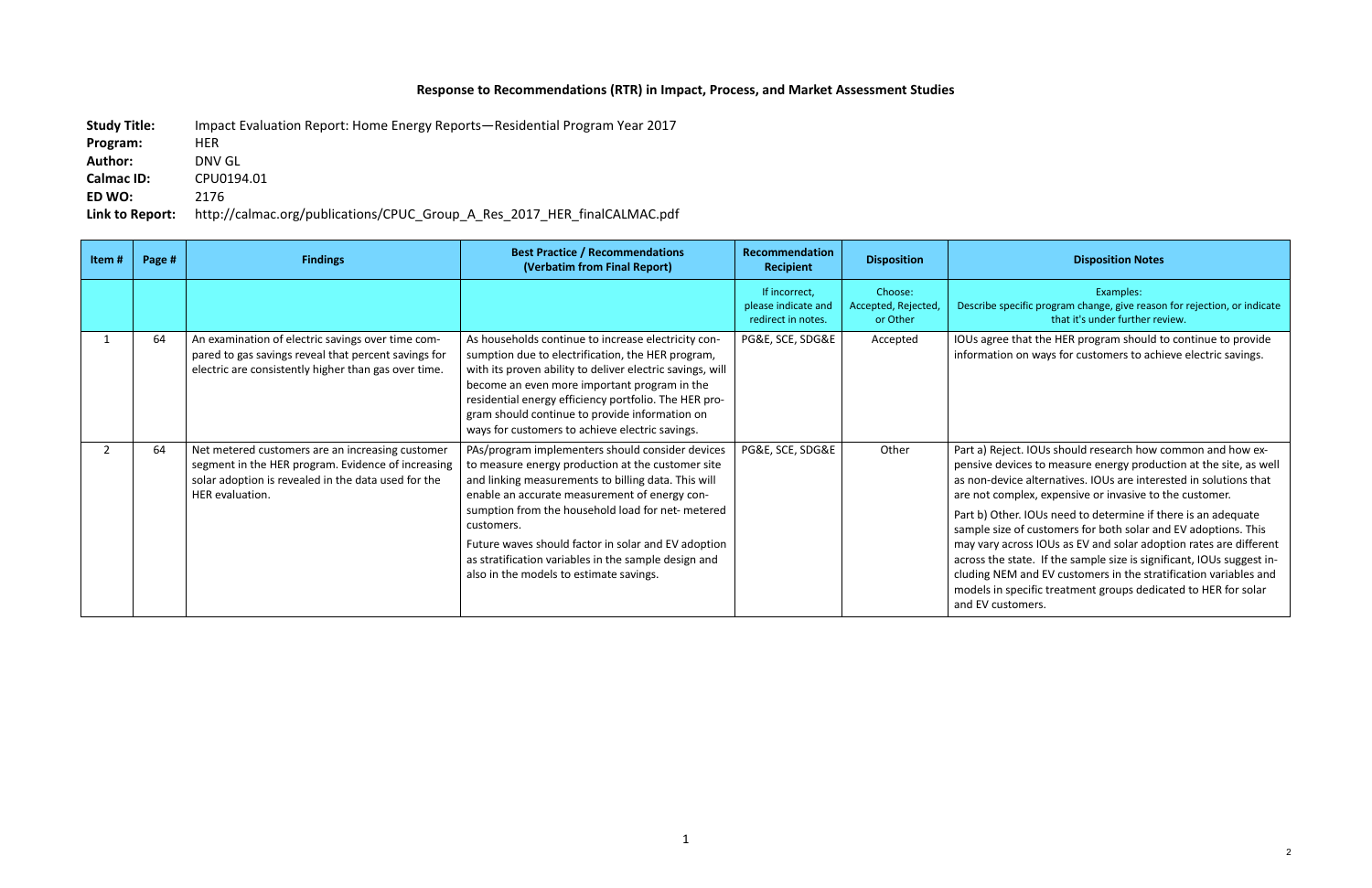# Response to Recommendations (RTR) in Impact, Process, and Market Assessment Studies

**Study Title:** Impact Evaluation Report: Home Energy Reports—Residential Program Year 2017
**Program:** HER
**Author:** DNV GL
**Calmac ID:** CPU0194.01
**ED WO:** 2176
**Link to Report:** http://calmac.org/publications/CPUC_Group_A_Res_2017_HER_finalCALMAC.pdf

| Item # | Page # | Findings | Best Practice / Recommendations (Verbatim from Final Report) | Recommendation Recipient | Disposition | Disposition Notes |
|---|---|---|---|---|---|---|
| | | | | If incorrect, please indicate and redirect in notes. | Choose: Accepted, Rejected, or Other | Examples: Describe specific program change, give reason for rejection, or indicate that it's under further review. |
| 1 | 64 | An examination of electric savings over time compared to gas savings reveal that percent savings for electric are consistently higher than gas over time. | As households continue to increase electricity consumption due to electrification, the HER program, with its proven ability to deliver electric savings, will become an even more important program in the residential energy efficiency portfolio. The HER program should continue to provide information on ways for customers to achieve electric savings. | PG&E, SCE, SDG&E | Accepted | IOUs agree that the HER program should to continue to provide information on ways for customers to achieve electric savings. |
| 2 | 64 | Net metered customers are an increasing customer segment in the HER program. Evidence of increasing solar adoption is revealed in the data used for the HER evaluation. | PAs/program implementers should consider devices to measure energy production at the customer site and linking measurements to billing data. This will enable an accurate measurement of energy consumption from the household load for net- metered customers.<br><br>Future waves should factor in solar and EV adoption as stratification variables in the sample design and also in the models to estimate savings. | PG&E, SCE, SDG&E | Other | Part a) Reject. IOUs should research how common and how expensive devices to measure energy production at the site, as well as non-device alternatives. IOUs are interested in solutions that are not complex, expensive or invasive to the customer.<br><br>Part b) Other. IOUs need to determine if there is an adequate sample size of customers for both solar and EV adoptions. This may vary across IOUs as EV and solar adoption rates are different across the state. If the sample size is significant, IOUs suggest including NEM and EV customers in the stratification variables and models in specific treatment groups dedicated to HER for solar and EV customers. |